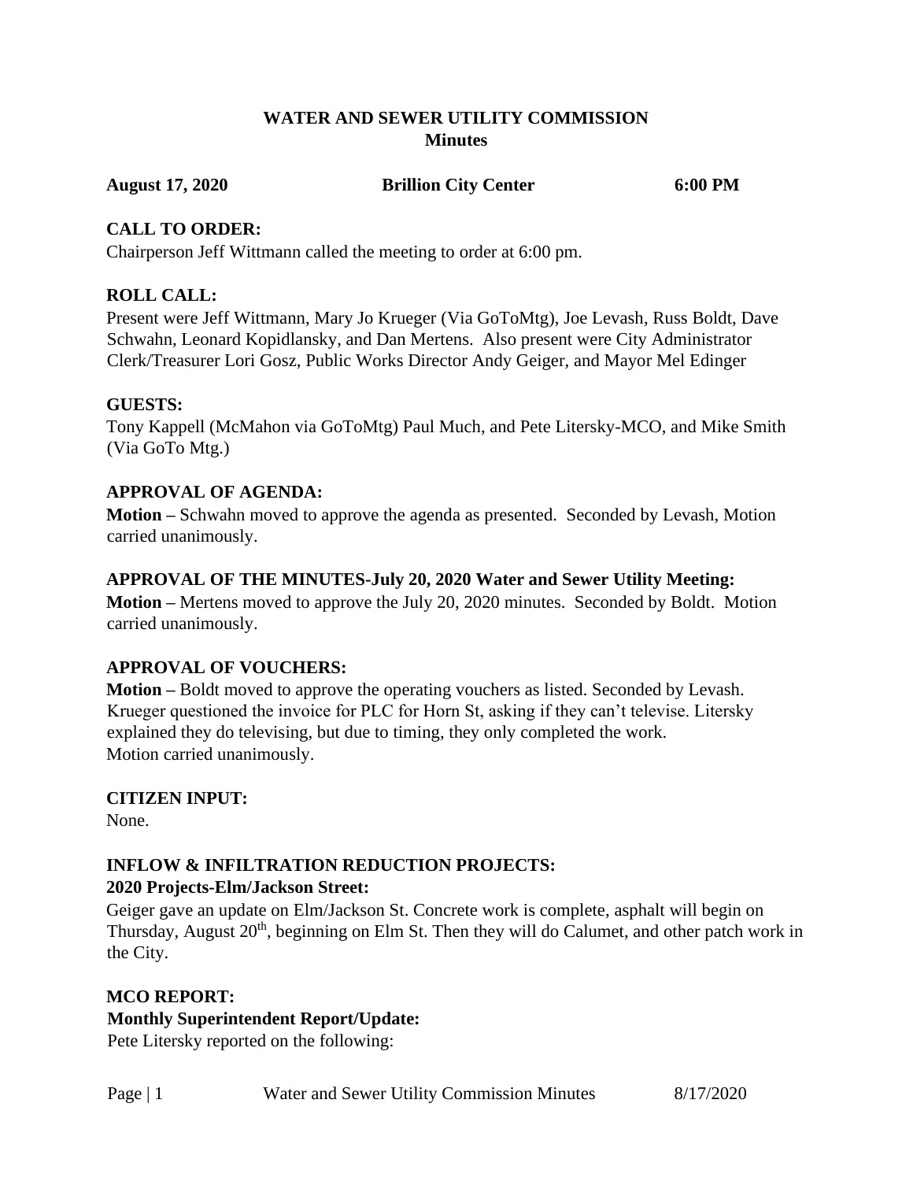# WATER AND SEWER UTILITY COMMISSION
## Minutes

**August 17, 2020** **Brillion City Center** **6:00 PM**

### CALL TO ORDER:

Chairperson Jeff Wittmann called the meeting to order at 6:00 pm.

### ROLL CALL:

Present were Jeff Wittmann, Mary Jo Krueger (Via GoToMtg), Joe Levash, Russ Boldt, Dave Schwahn, Leonard Kopidlansky, and Dan Mertens. Also present were City Administrator Clerk/Treasurer Lori Gosz, Public Works Director Andy Geiger, and Mayor Mel Edinger

### GUESTS:

Tony Kappell (McMahon via GoToMtg) Paul Much, and Pete Litersky-MCO, and Mike Smith (Via GoTo Mtg.)

### APPROVAL OF AGENDA:

**Motion –** Schwahn moved to approve the agenda as presented. Seconded by Levash, Motion carried unanimously.

### APPROVAL OF THE MINUTES-July 20, 2020 Water and Sewer Utility Meeting:

**Motion –** Mertens moved to approve the July 20, 2020 minutes. Seconded by Boldt. Motion carried unanimously.

### APPROVAL OF VOUCHERS:

**Motion –** Boldt moved to approve the operating vouchers as listed. Seconded by Levash. Krueger questioned the invoice for PLC for Horn St, asking if they can't televise. Litersky explained they do televising, but due to timing, they only completed the work. Motion carried unanimously.

### CITIZEN INPUT:

None.

### INFLOW & INFILTRATION REDUCTION PROJECTS:

#### 2020 Projects-Elm/Jackson Street:

Geiger gave an update on Elm/Jackson St. Concrete work is complete, asphalt will begin on Thursday, August 20th, beginning on Elm St. Then they will do Calumet, and other patch work in the City.

### MCO REPORT:

#### Monthly Superintendent Report/Update:

Pete Litersky reported on the following: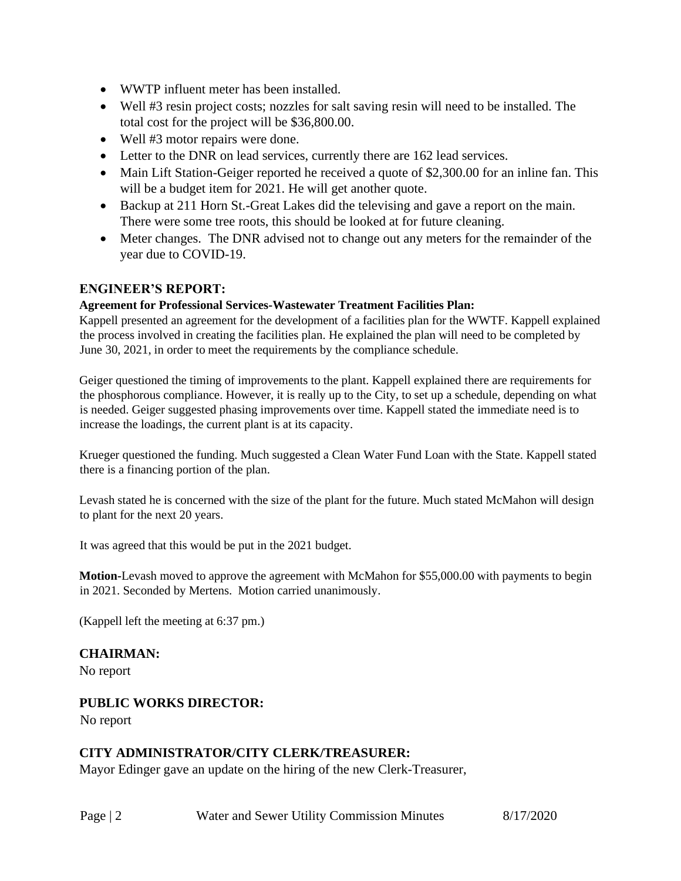- WWTP influent meter has been installed.
- Well #3 resin project costs; nozzles for salt saving resin will need to be installed. The total cost for the project will be $36,800.00.
- Well #3 motor repairs were done.
- Letter to the DNR on lead services, currently there are 162 lead services.
- Main Lift Station-Geiger reported he received a quote of $2,300.00 for an inline fan. This will be a budget item for 2021. He will get another quote.
- Backup at 211 Horn St.-Great Lakes did the televising and gave a report on the main. There were some tree roots, this should be looked at for future cleaning.
- Meter changes. The DNR advised not to change out any meters for the remainder of the year due to COVID-19.

## ENGINEER'S REPORT:

**Agreement for Professional Services-Wastewater Treatment Facilities Plan:**

Kappell presented an agreement for the development of a facilities plan for the WWTF. Kappell explained the process involved in creating the facilities plan. He explained the plan will need to be completed by June 30, 2021, in order to meet the requirements by the compliance schedule.

Geiger questioned the timing of improvements to the plant. Kappell explained there are requirements for the phosphorous compliance. However, it is really up to the City, to set up a schedule, depending on what is needed. Geiger suggested phasing improvements over time. Kappell stated the immediate need is to increase the loadings, the current plant is at its capacity.

Krueger questioned the funding. Much suggested a Clean Water Fund Loan with the State. Kappell stated there is a financing portion of the plan.

Levash stated he is concerned with the size of the plant for the future. Much stated McMahon will design to plant for the next 20 years.

It was agreed that this would be put in the 2021 budget.

**Motion**-Levash moved to approve the agreement with McMahon for $55,000.00 with payments to begin in 2021. Seconded by Mertens. Motion carried unanimously.

(Kappell left the meeting at 6:37 pm.)

## CHAIRMAN:

No report

## PUBLIC WORKS DIRECTOR:

No report

## CITY ADMINISTRATOR/CITY CLERK/TREASURER:

Mayor Edinger gave an update on the hiring of the new Clerk-Treasurer,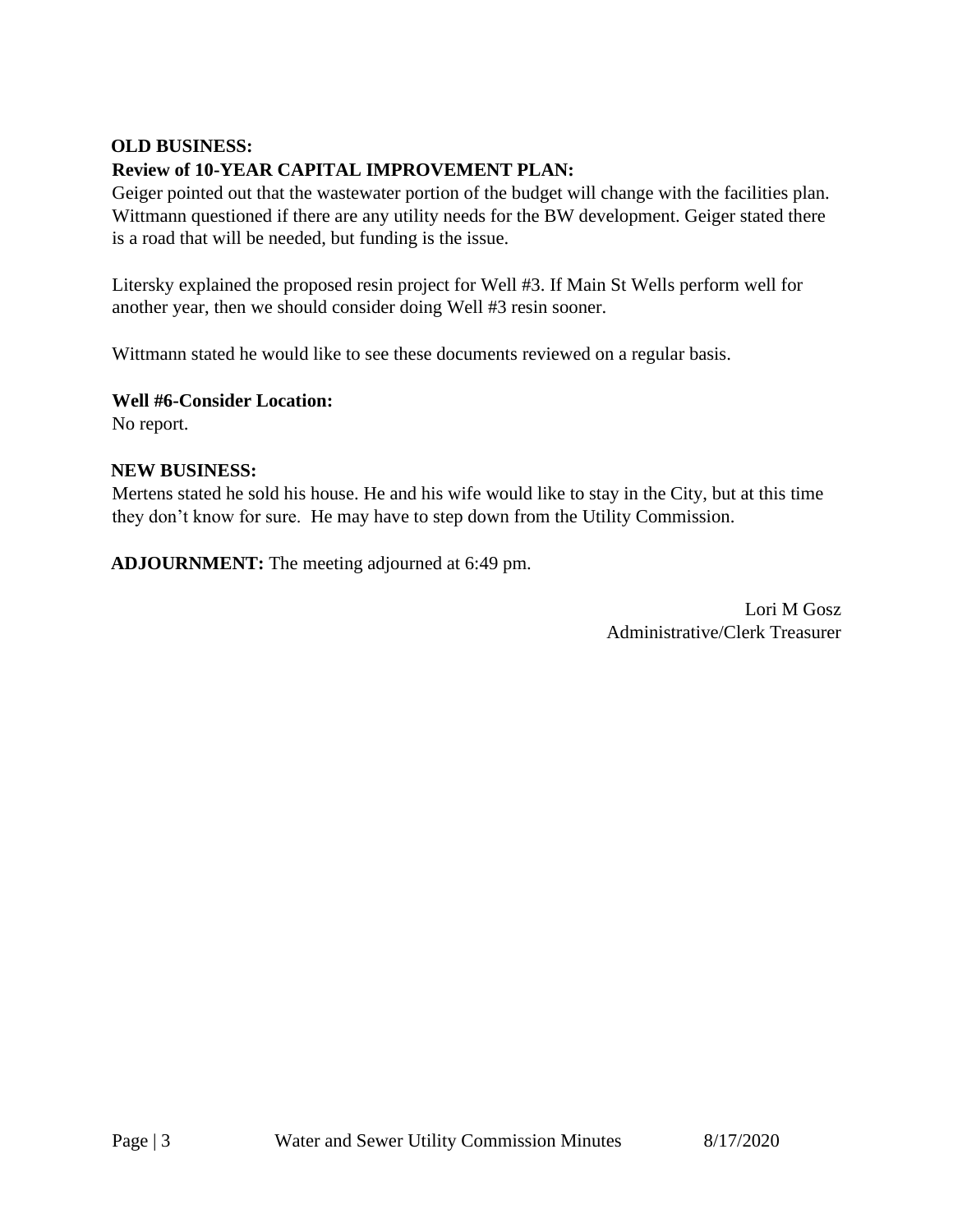**OLD BUSINESS:**

**Review of 10-YEAR CAPITAL IMPROVEMENT PLAN:**

Geiger pointed out that the wastewater portion of the budget will change with the facilities plan. Wittmann questioned if there are any utility needs for the BW development. Geiger stated there is a road that will be needed, but funding is the issue.

Litersky explained the proposed resin project for Well #3. If Main St Wells perform well for another year, then we should consider doing Well #3 resin sooner.

Wittmann stated he would like to see these documents reviewed on a regular basis.

**Well #6-Consider Location:**

No report.

**NEW BUSINESS:**

Mertens stated he sold his house. He and his wife would like to stay in the City, but at this time they don't know for sure. He may have to step down from the Utility Commission.

**ADJOURNMENT:** The meeting adjourned at 6:49 pm.

Lori M Gosz
Administrative/Clerk Treasurer